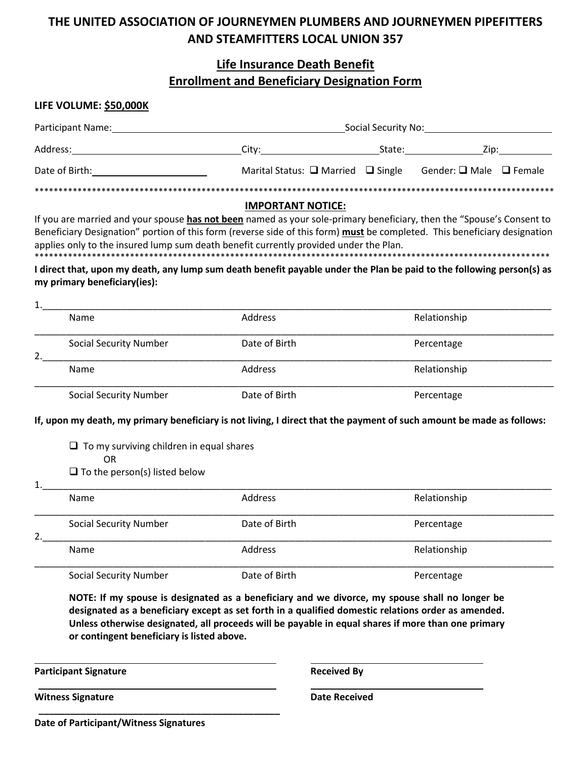# THE UNITED ASSOCIATION OF JOURNEYMEN PLUMBERS AND JOURNEYMEN PIPEFITTERS AND STEAMFITTERS LOCAL UNION 357

## Life Insurance Death Benefit Enrollment and Beneficiary Designation Form

**LIFE VOLUME: $50,000K**

Participant Name:________________________________________ Social Security No:______________________

Address:______________________________ City:____________________ State:______________ Zip:__________

Date of Birth:____________________ Marital Status: ❑ Married ❑ Single Gender: ❑ Male ❑ Female

*************************************************************************************************************

**IMPORTANT NOTICE:**

If you are married and your spouse **has not been** named as your sole-primary beneficiary, then the "Spouse's Consent to Beneficiary Designation" portion of this form (reverse side of this form) **must** be completed. This beneficiary designation applies only to the insured lump sum death benefit currently provided under the Plan.

*************************************************************************************************************

**I direct that, upon my death, any lump sum death benefit payable under the Plan be paid to the following person(s) as my primary beneficiary(ies):**

1.___________________________________________________________________________________________

Name Address Relationship

_____________________________________________________________________________________________

Social Security Number Date of Birth Percentage

2.___________________________________________________________________________________________

Name Address Relationship

_____________________________________________________________________________________________

Social Security Number Date of Birth Percentage

**If, upon my death, my primary beneficiary is not living, I direct that the payment of such amount be made as follows:**

❑ To my surviving children in equal shares

OR

❑ To the person(s) listed below

1.___________________________________________________________________________________________

Name Address Relationship

_____________________________________________________________________________________________

Social Security Number Date of Birth Percentage

2.___________________________________________________________________________________________

Name Address Relationship

_____________________________________________________________________________________________

Social Security Number Date of Birth Percentage

**NOTE: If my spouse is designated as a beneficiary and we divorce, my spouse shall no longer be designated as a beneficiary except as set forth in a qualified domestic relations order as amended. Unless otherwise designated, all proceeds will be payable in equal shares if more than one primary or contingent beneficiary is listed above.**

______________________________________ ______________________________

**Participant Signature** **Received By**

______________________________________ ______________________________

**Witness Signature** **Date Received**

______________________________________

**Date of Participant/Witness Signatures**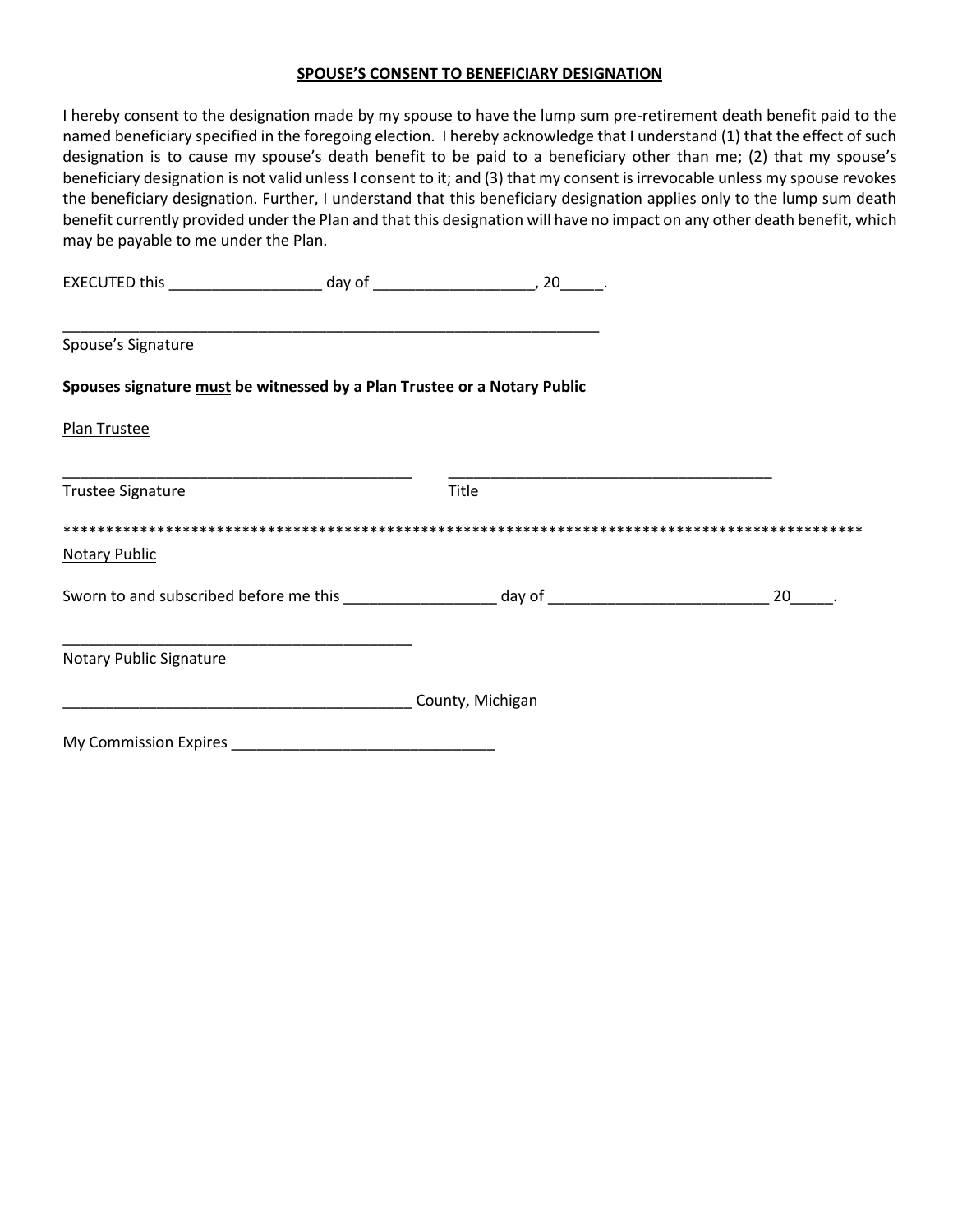**SPOUSE'S CONSENT TO BENEFICIARY DESIGNATION**

I hereby consent to the designation made by my spouse to have the lump sum pre-retirement death benefit paid to the named beneficiary specified in the foregoing election. I hereby acknowledge that I understand (1) that the effect of such designation is to cause my spouse's death benefit to be paid to a beneficiary other than me; (2) that my spouse's beneficiary designation is not valid unless I consent to it; and (3) that my consent is irrevocable unless my spouse revokes the beneficiary designation. Further, I understand that this beneficiary designation applies only to the lump sum death benefit currently provided under the Plan and that this designation will have no impact on any other death benefit, which may be payable to me under the Plan.

EXECUTED this __________________ day of ___________________, 20_____.

_________________________________________________________________
Spouse's Signature

**Spouses signature must be witnessed by a Plan Trustee or a Notary Public**

Plan Trustee

__________________________________________ ________________________________________
Trustee Signature Title

*************************************************************************************************

Notary Public

Sworn to and subscribed before me this __________________ day of __________________________ 20_____.

__________________________________________
Notary Public Signature

__________________________________________ County, Michigan

My Commission Expires _______________________________